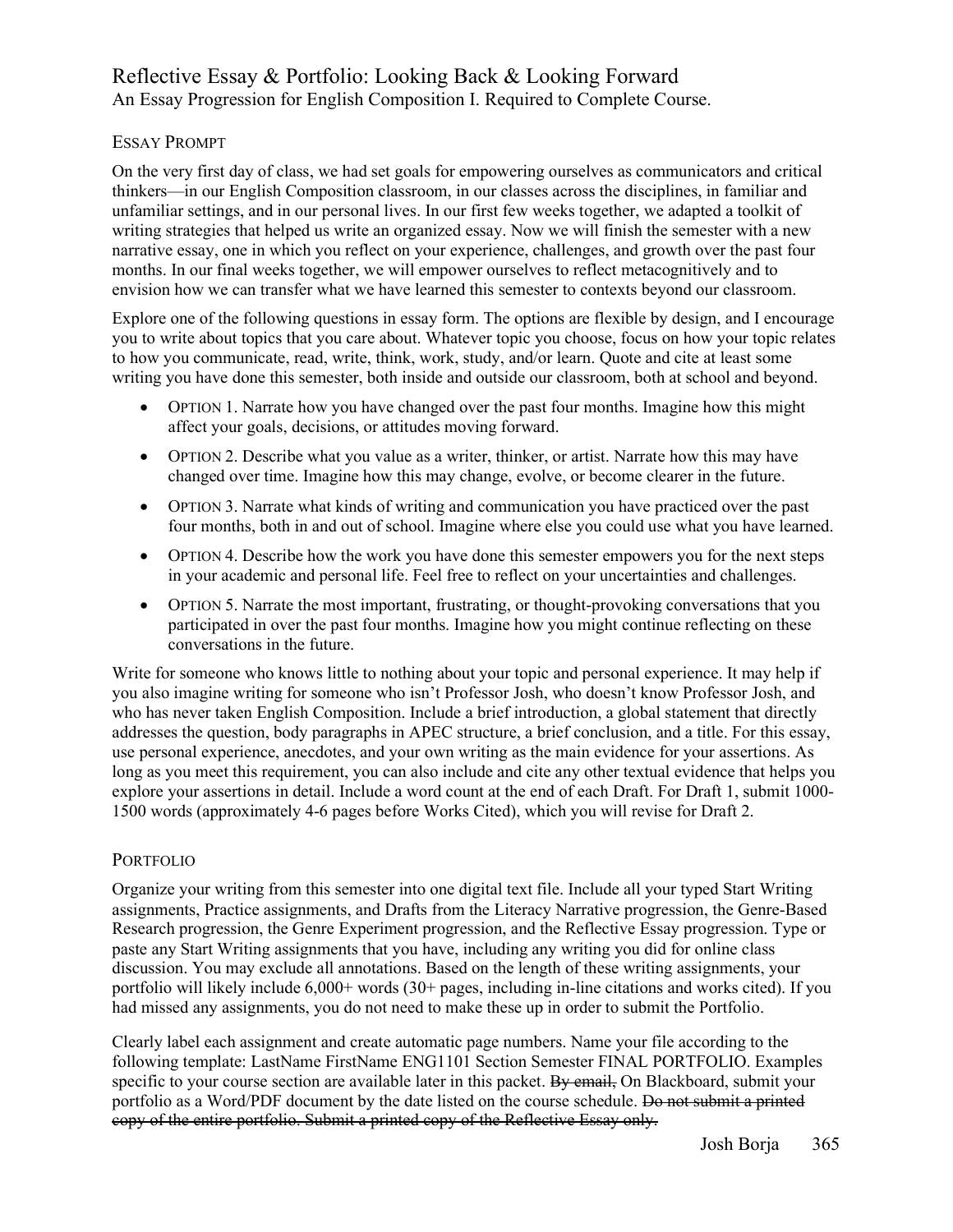# Reflective Essay & Portfolio: Looking Back & Looking Forward

An Essay Progression for English Composition I. Required to Complete Course.

## Essay Prompt

On the very first day of class, we had set goals for empowering ourselves as communicators and critical thinkers—in our English Composition classroom, in our classes across the disciplines, in familiar and unfamiliar settings, and in our personal lives. In our first few weeks together, we adapted a toolkit of writing strategies that helped us write an organized essay. Now we will finish the semester with a new narrative essay, one in which you reflect on your experience, challenges, and growth over the past four months. In our final weeks together, we will empower ourselves to reflect metacognitively and to envision how we can transfer what we have learned this semester to contexts beyond our classroom.

Explore one of the following questions in essay form. The options are flexible by design, and I encourage you to write about topics that you care about. Whatever topic you choose, focus on how your topic relates to how you communicate, read, write, think, work, study, and/or learn. Quote and cite at least some writing you have done this semester, both inside and outside our classroom, both at school and beyond.

- Option 1. Narrate how you have changed over the past four months. Imagine how this might affect your goals, decisions, or attitudes moving forward.
- Option 2. Describe what you value as a writer, thinker, or artist. Narrate how this may have changed over time. Imagine how this may change, evolve, or become clearer in the future.
- Option 3. Narrate what kinds of writing and communication you have practiced over the past four months, both in and out of school. Imagine where else you could use what you have learned.
- Option 4. Describe how the work you have done this semester empowers you for the next steps in your academic and personal life. Feel free to reflect on your uncertainties and challenges.
- Option 5. Narrate the most important, frustrating, or thought-provoking conversations that you participated in over the past four months. Imagine how you might continue reflecting on these conversations in the future.

Write for someone who knows little to nothing about your topic and personal experience. It may help if you also imagine writing for someone who isn't Professor Josh, who doesn't know Professor Josh, and who has never taken English Composition. Include a brief introduction, a global statement that directly addresses the question, body paragraphs in APEC structure, a brief conclusion, and a title. For this essay, use personal experience, anecdotes, and your own writing as the main evidence for your assertions. As long as you meet this requirement, you can also include and cite any other textual evidence that helps you explore your assertions in detail. Include a word count at the end of each Draft. For Draft 1, submit 1000-1500 words (approximately 4-6 pages before Works Cited), which you will revise for Draft 2.

## Portfolio

Organize your writing from this semester into one digital text file. Include all your typed Start Writing assignments, Practice assignments, and Drafts from the Literacy Narrative progression, the Genre-Based Research progression, the Genre Experiment progression, and the Reflective Essay progression. Type or paste any Start Writing assignments that you have, including any writing you did for online class discussion. You may exclude all annotations. Based on the length of these writing assignments, your portfolio will likely include 6,000+ words (30+ pages, including in-line citations and works cited). If you had missed any assignments, you do not need to make these up in order to submit the Portfolio.

Clearly label each assignment and create automatic page numbers. Name your file according to the following template: LastName FirstName ENG1101 Section Semester FINAL PORTFOLIO. Examples specific to your course section are available later in this packet. ~~By email,~~ On Blackboard, submit your portfolio as a Word/PDF document by the date listed on the course schedule. ~~Do not submit a printed copy of the entire portfolio. Submit a printed copy of the Reflective Essay only.~~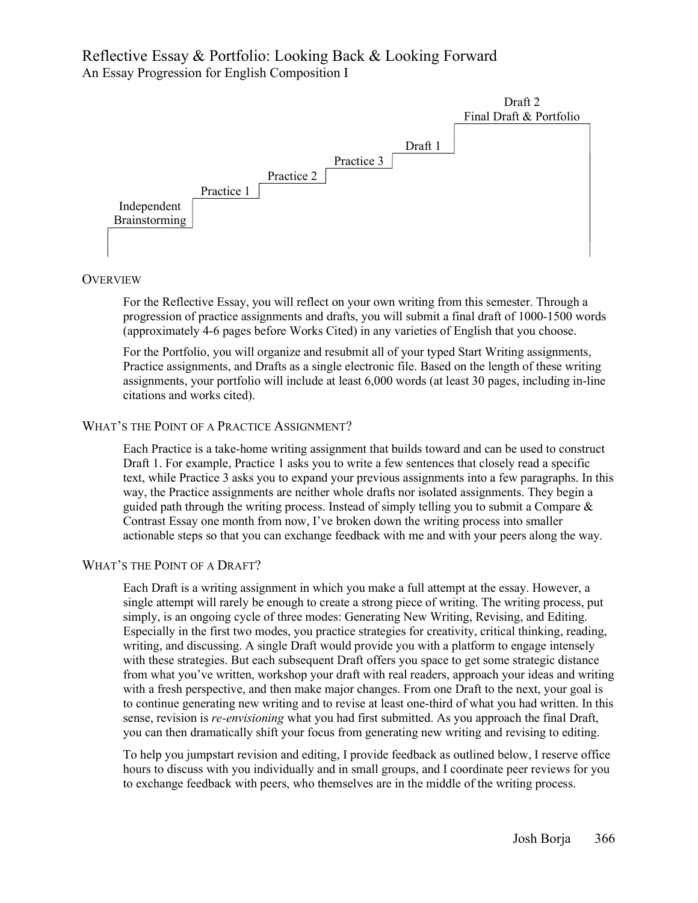# Reflective Essay & Portfolio: Looking Back & Looking Forward

An Essay Progression for English Composition I

Independent Brainstorming → Practice 1 → Practice 2 → Practice 3 → Draft 1 → Draft 2 Final Draft & Portfolio

## Overview

For the Reflective Essay, you will reflect on your own writing from this semester. Through a progression of practice assignments and drafts, you will submit a final draft of 1000-1500 words (approximately 4-6 pages before Works Cited) in any varieties of English that you choose.

For the Portfolio, you will organize and resubmit all of your typed Start Writing assignments, Practice assignments, and Drafts as a single electronic file. Based on the length of these writing assignments, your portfolio will include at least 6,000 words (at least 30 pages, including in-line citations and works cited).

## What's the Point of a Practice Assignment?

Each Practice is a take-home writing assignment that builds toward and can be used to construct Draft 1. For example, Practice 1 asks you to write a few sentences that closely read a specific text, while Practice 3 asks you to expand your previous assignments into a few paragraphs. In this way, the Practice assignments are neither whole drafts nor isolated assignments. They begin a guided path through the writing process. Instead of simply telling you to submit a Compare & Contrast Essay one month from now, I've broken down the writing process into smaller actionable steps so that you can exchange feedback with me and with your peers along the way.

## What's the Point of a Draft?

Each Draft is a writing assignment in which you make a full attempt at the essay. However, a single attempt will rarely be enough to create a strong piece of writing. The writing process, put simply, is an ongoing cycle of three modes: Generating New Writing, Revising, and Editing. Especially in the first two modes, you practice strategies for creativity, critical thinking, reading, writing, and discussing. A single Draft would provide you with a platform to engage intensely with these strategies. But each subsequent Draft offers you space to get some strategic distance from what you've written, workshop your draft with real readers, approach your ideas and writing with a fresh perspective, and then make major changes. From one Draft to the next, your goal is to continue generating new writing and to revise at least one-third of what you had written. In this sense, revision is *re-envisioning* what you had first submitted. As you approach the final Draft, you can then dramatically shift your focus from generating new writing and revising to editing.

To help you jumpstart revision and editing, I provide feedback as outlined below, I reserve office hours to discuss with you individually and in small groups, and I coordinate peer reviews for you to exchange feedback with peers, who themselves are in the middle of the writing process.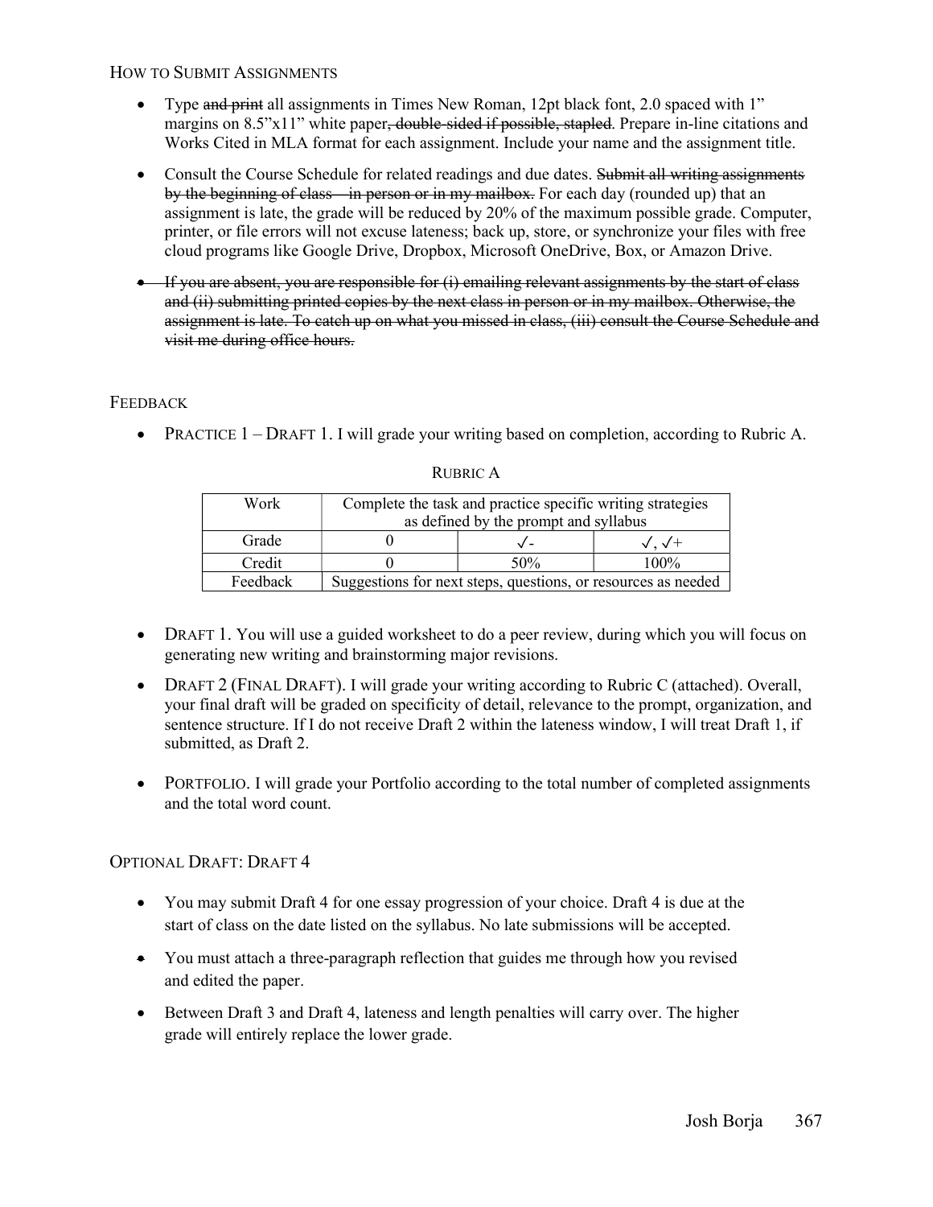HOW TO SUBMIT ASSIGNMENTS

- Type ~~and print~~ all assignments in Times New Roman, 12pt black font, 2.0 spaced with 1" margins on 8.5"x11" white paper~~, double-sided if possible, stapled~~. Prepare in-line citations and Works Cited in MLA format for each assignment. Include your name and the assignment title.
- Consult the Course Schedule for related readings and due dates. ~~Submit all writing assignments by the beginning of class – in person or in my mailbox.~~ For each day (rounded up) that an assignment is late, the grade will be reduced by 20% of the maximum possible grade. Computer, printer, or file errors will not excuse lateness; back up, store, or synchronize your files with free cloud programs like Google Drive, Dropbox, Microsoft OneDrive, Box, or Amazon Drive.
- ~~If you are absent, you are responsible for (i) emailing relevant assignments by the start of class and (ii) submitting printed copies by the next class in person or in my mailbox. Otherwise, the assignment is late. To catch up on what you missed in class, (iii) consult the Course Schedule and visit me during office hours.~~

FEEDBACK

- PRACTICE 1 – DRAFT 1. I will grade your writing based on completion, according to Rubric A.

RUBRIC A

| Work | Complete the task and practice specific writing strategies as defined by the prompt and syllabus | | |
|---|---|---|---|
| Grade | 0 | ✓- | ✓, ✓+ |
| Credit | 0 | 50% | 100% |
| Feedback | Suggestions for next steps, questions, or resources as needed | | |

- DRAFT 1. You will use a guided worksheet to do a peer review, during which you will focus on generating new writing and brainstorming major revisions.
- DRAFT 2 (FINAL DRAFT). I will grade your writing according to Rubric C (attached). Overall, your final draft will be graded on specificity of detail, relevance to the prompt, organization, and sentence structure. If I do not receive Draft 2 within the lateness window, I will treat Draft 1, if submitted, as Draft 2.
- PORTFOLIO. I will grade your Portfolio according to the total number of completed assignments and the total word count.

OPTIONAL DRAFT: DRAFT 4

- You may submit Draft 4 for one essay progression of your choice. Draft 4 is due at the start of class on the date listed on the syllabus. No late submissions will be accepted.
- You must attach a three-paragraph reflection that guides me through how you revised and edited the paper.
- Between Draft 3 and Draft 4, lateness and length penalties will carry over. The higher grade will entirely replace the lower grade.